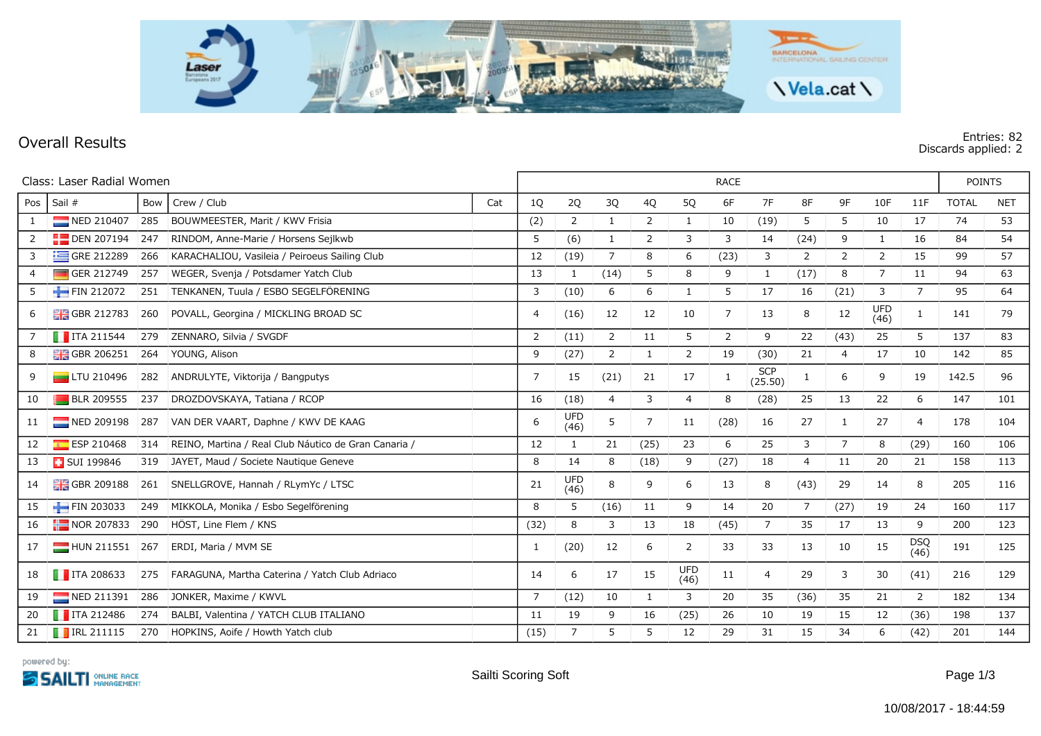# Overall Results

Entries: 82
Discards applied: 2

Class: Laser Radial Women

| Pos | Sail # | Bow | Crew / Club | Cat | 1Q | 2Q | 3Q | 4Q | 5Q | 6F | 7F | 8F | 9F | 10F | 11F | TOTAL | NET |
|---|---|---|---|---|---|---|---|---|---|---|---|---|---|---|---|---|---|
| 1 | NED 210407 | 285 | BOUWMEESTER, Marit / KWV Frisia | | (2) | 2 | 1 | 2 | 1 | 10 | (19) | 5 | 5 | 10 | 17 | 74 | 53 |
| 2 | DEN 207194 | 247 | RINDOM, Anne-Marie / Horsens Sejlkwb | | 5 | (6) | 1 | 2 | 3 | 3 | 14 | (24) | 9 | 1 | 16 | 84 | 54 |
| 3 | GRE 212289 | 266 | KARACHALIOU, Vasileia / Peiroeus Sailing Club | | 12 | (19) | 7 | 8 | 6 | (23) | 3 | 2 | 2 | 2 | 15 | 99 | 57 |
| 4 | GER 212749 | 257 | WEGER, Svenja / Potsdamer Yatch Club | | 13 | 1 | (14) | 5 | 8 | 9 | 1 | (17) | 8 | 7 | 11 | 94 | 63 |
| 5 | FIN 212072 | 251 | TENKANEN, Tuula / ESBO SEGELFÖRENING | | 3 | (10) | 6 | 6 | 1 | 5 | 17 | 16 | (21) | 3 | 7 | 95 | 64 |
| 6 | GBR 212783 | 260 | POVALL, Georgina / MICKLING BROAD SC | | 4 | (16) | 12 | 12 | 10 | 7 | 13 | 8 | 12 | UFD (46) | 1 | 141 | 79 |
| 7 | ITA 211544 | 279 | ZENNARO, Silvia / SVGDF | | 2 | (11) | 2 | 11 | 5 | 2 | 9 | 22 | (43) | 25 | 5 | 137 | 83 |
| 8 | GBR 206251 | 264 | YOUNG, Alison | | 9 | (27) | 2 | 1 | 2 | 19 | (30) | 21 | 4 | 17 | 10 | 142 | 85 |
| 9 | LTU 210496 | 282 | ANDRULYTE, Viktorija / Bangputys | | 7 | 15 | (21) | 21 | 17 | 1 | SCP (25.50) | 1 | 6 | 9 | 19 | 142.5 | 96 |
| 10 | BLR 209555 | 237 | DROZDOVSKAYA, Tatiana / RCOP | | 16 | (18) | 4 | 3 | 4 | 8 | (28) | 25 | 13 | 22 | 6 | 147 | 101 |
| 11 | NED 209198 | 287 | VAN DER VAART, Daphne / KWV DE KAAG | | 6 | UFD (46) | 5 | 7 | 11 | (28) | 16 | 27 | 1 | 27 | 4 | 178 | 104 |
| 12 | ESP 210468 | 314 | REINO, Martina / Real Club Náutico de Gran Canaria / | | 12 | 1 | 21 | (25) | 23 | 6 | 25 | 3 | 7 | 8 | (29) | 160 | 106 |
| 13 | SUI 199846 | 319 | JAYET, Maud / Societe Nautique Geneve | | 8 | 14 | 8 | (18) | 9 | (27) | 18 | 4 | 11 | 20 | 21 | 158 | 113 |
| 14 | GBR 209188 | 261 | SNELLGROVE, Hannah / RLymYc / LTSC | | 21 | UFD (46) | 8 | 9 | 6 | 13 | 8 | (43) | 29 | 14 | 8 | 205 | 116 |
| 15 | FIN 203033 | 249 | MIKKOLA, Monika / Esbo Segelförening | | 8 | 5 | (16) | 11 | 9 | 14 | 20 | 7 | (27) | 19 | 24 | 160 | 117 |
| 16 | NOR 207833 | 290 | HÖST, Line Flem / KNS | | (32) | 8 | 3 | 13 | 18 | (45) | 7 | 35 | 17 | 13 | 9 | 200 | 123 |
| 17 | HUN 211551 | 267 | ERDI, Maria / MVM SE | | 1 | (20) | 12 | 6 | 2 | 33 | 33 | 13 | 10 | 15 | DSQ (46) | 191 | 125 |
| 18 | ITA 208633 | 275 | FARAGUNA, Martha Caterina / Yatch Club Adriaco | | 14 | 6 | 17 | 15 | UFD (46) | 11 | 4 | 29 | 3 | 30 | (41) | 216 | 129 |
| 19 | NED 211391 | 286 | JONKER, Maxime / KWVL | | 7 | (12) | 10 | 1 | 3 | 20 | 35 | (36) | 35 | 21 | 2 | 182 | 134 |
| 20 | ITA 212486 | 274 | BALBI, Valentina / YATCH CLUB ITALIANO | | 11 | 19 | 9 | 16 | (25) | 26 | 10 | 19 | 15 | 12 | (36) | 198 | 137 |
| 21 | IRL 211115 | 270 | HOPKINS, Aoife / Howth Yatch club | | (15) | 7 | 5 | 5 | 12 | 29 | 31 | 15 | 34 | 6 | (42) | 201 | 144 |

powered by: SAILTI ONLINE RACE MANAGEMENT

Sailti Scoring Soft

10/08/2017 - 18:44:59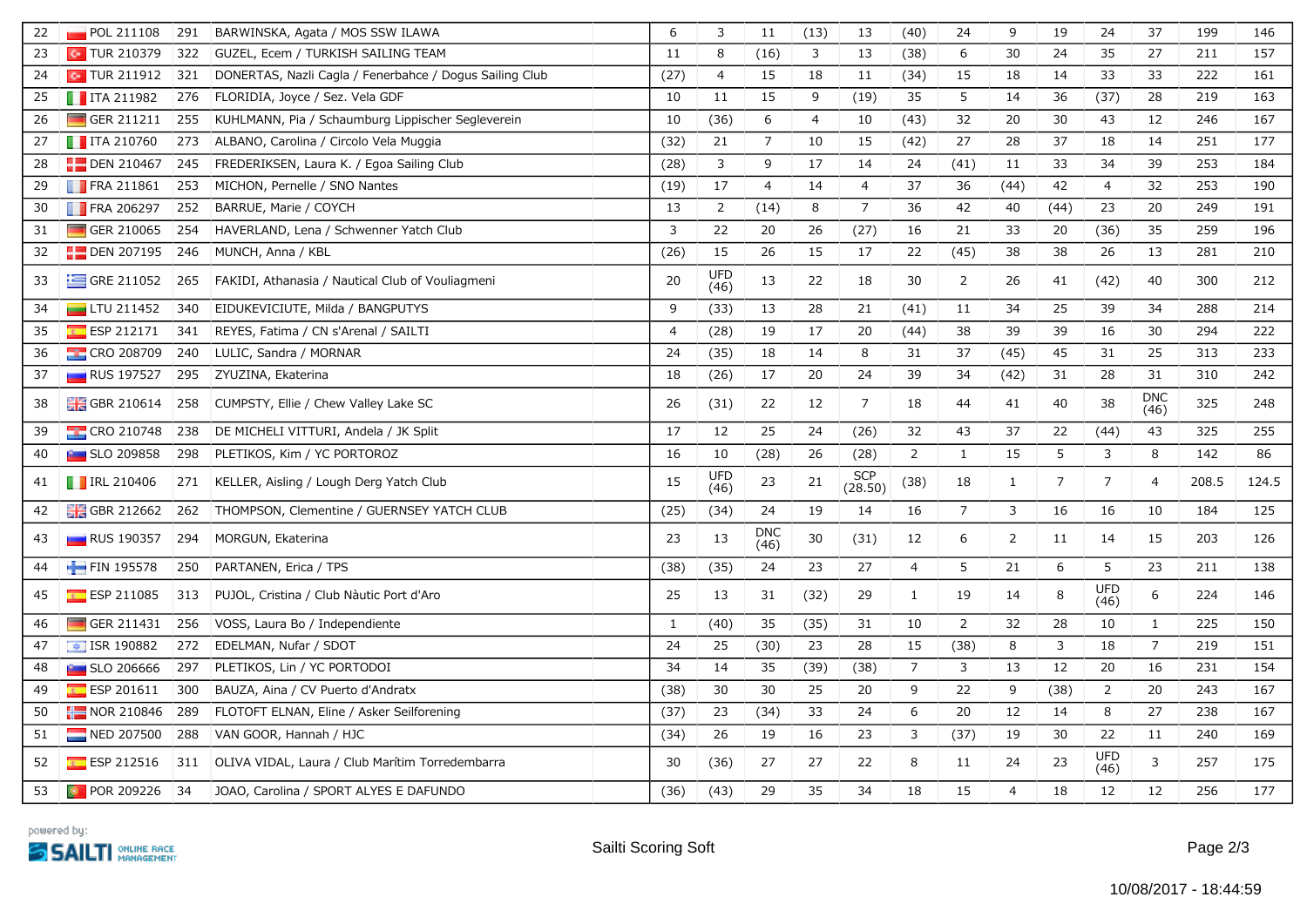| 22 | POL 211108 | 291 | BARWINSKA, Agata / MOS SSW ILAWA | | 6 | 3 | 11 | (13) | 13 | (40) | 24 | 9 | 19 | 24 | 37 | 199 | 146 |
|---|---|---|---|---|---|---|---|---|---|---|---|---|---|---|---|---|---|
| 23 | TUR 210379 | 322 | GUZEL, Ecem / TURKISH SAILING TEAM | | 11 | 8 | (16) | 3 | 13 | (38) | 6 | 30 | 24 | 35 | 27 | 211 | 157 |
| 24 | TUR 211912 | 321 | DONERTAS, Nazli Cagla / Fenerbahce / Dogus Sailing Club | | (27) | 4 | 15 | 18 | 11 | (34) | 15 | 18 | 14 | 33 | 33 | 222 | 161 |
| 25 | ITA 211982 | 276 | FLORIDIA, Joyce / Sez. Vela GDF | | 10 | 11 | 15 | 9 | (19) | 35 | 5 | 14 | 36 | (37) | 28 | 219 | 163 |
| 26 | GER 211211 | 255 | KUHLMANN, Pia / Schaumburg Lippischer Segleverein | | 10 | (36) | 6 | 4 | 10 | (43) | 32 | 20 | 30 | 43 | 12 | 246 | 167 |
| 27 | ITA 210760 | 273 | ALBANO, Carolina / Circolo Vela Muggia | | (32) | 21 | 7 | 10 | 15 | (42) | 27 | 28 | 37 | 18 | 14 | 251 | 177 |
| 28 | DEN 210467 | 245 | FREDERIKSEN, Laura K. / Egoa Sailing Club | | (28) | 3 | 9 | 17 | 14 | 24 | (41) | 11 | 33 | 34 | 39 | 253 | 184 |
| 29 | FRA 211861 | 253 | MICHON, Pernelle / SNO Nantes | | (19) | 17 | 4 | 14 | 4 | 37 | 36 | (44) | 42 | 4 | 32 | 253 | 190 |
| 30 | FRA 206297 | 252 | BARRUE, Marie / COYCH | | 13 | 2 | (14) | 8 | 7 | 36 | 42 | 40 | (44) | 23 | 20 | 249 | 191 |
| 31 | GER 210065 | 254 | HAVERLAND, Lena / Schwenner Yatch Club | | 3 | 22 | 20 | 26 | (27) | 16 | 21 | 33 | 20 | (36) | 35 | 259 | 196 |
| 32 | DEN 207195 | 246 | MUNCH, Anna / KBL | | (26) | 15 | 26 | 15 | 17 | 22 | (45) | 38 | 38 | 26 | 13 | 281 | 210 |
| 33 | GRE 211052 | 265 | FAKIDI, Athanasia / Nautical Club of Vouliagmeni | | 20 | UFD (46) | 13 | 22 | 18 | 30 | 2 | 26 | 41 | (42) | 40 | 300 | 212 |
| 34 | LTU 211452 | 340 | EIDUKEVICIUTE, Milda / BANGPUTYS | | 9 | (33) | 13 | 28 | 21 | (41) | 11 | 34 | 25 | 39 | 34 | 288 | 214 |
| 35 | ESP 212171 | 341 | REYES, Fatima / CN s'Arenal / SAILTI | | 4 | (28) | 19 | 17 | 20 | (44) | 38 | 39 | 39 | 16 | 30 | 294 | 222 |
| 36 | CRO 208709 | 240 | LULIC, Sandra / MORNAR | | 24 | (35) | 18 | 14 | 8 | 31 | 37 | (45) | 45 | 31 | 25 | 313 | 233 |
| 37 | RUS 197527 | 295 | ZYUZINA, Ekaterina | | 18 | (26) | 17 | 20 | 24 | 39 | 34 | (42) | 31 | 28 | 31 | 310 | 242 |
| 38 | GBR 210614 | 258 | CUMPSTY, Ellie / Chew Valley Lake SC | | 26 | (31) | 22 | 12 | 7 | 18 | 44 | 41 | 40 | 38 | DNC (46) | 325 | 248 |
| 39 | CRO 210748 | 238 | DE MICHELI VITTURI, Andela / JK Split | | 17 | 12 | 25 | 24 | (26) | 32 | 43 | 37 | 22 | (44) | 43 | 325 | 255 |
| 40 | SLO 209858 | 298 | PLETIKOS, Kim / YC PORTOROZ | | 16 | 10 | (28) | 26 | (28) | 2 | 1 | 15 | 5 | 3 | 8 | 142 | 86 |
| 41 | IRL 210406 | 271 | KELLER, Aisling / Lough Derg Yatch Club | | 15 | UFD (46) | 23 | 21 | SCP (28.50) | (38) | 18 | 1 | 7 | 7 | 4 | 208.5 | 124.5 |
| 42 | GBR 212662 | 262 | THOMPSON, Clementine / GUERNSEY YATCH CLUB | | (25) | (34) | 24 | 19 | 14 | 16 | 7 | 3 | 16 | 16 | 10 | 184 | 125 |
| 43 | RUS 190357 | 294 | MORGUN, Ekaterina | | 23 | 13 | DNC (46) | 30 | (31) | 12 | 6 | 2 | 11 | 14 | 15 | 203 | 126 |
| 44 | FIN 195578 | 250 | PARTANEN, Erica / TPS | | (38) | (35) | 24 | 23 | 27 | 4 | 5 | 21 | 6 | 5 | 23 | 211 | 138 |
| 45 | ESP 211085 | 313 | PUJOL, Cristina / Club Nàutic Port d'Aro | | 25 | 13 | 31 | (32) | 29 | 1 | 19 | 14 | 8 | UFD (46) | 6 | 224 | 146 |
| 46 | GER 211431 | 256 | VOSS, Laura Bo / Independiente | | 1 | (40) | 35 | (35) | 31 | 10 | 2 | 32 | 28 | 10 | 1 | 225 | 150 |
| 47 | ISR 190882 | 272 | EDELMAN, Nufar / SDOT | | 24 | 25 | (30) | 23 | 28 | 15 | (38) | 8 | 3 | 18 | 7 | 219 | 151 |
| 48 | SLO 206666 | 297 | PLETIKOS, Lin / YC PORTODOI | | 34 | 14 | 35 | (39) | (38) | 7 | 3 | 13 | 12 | 20 | 16 | 231 | 154 |
| 49 | ESP 201611 | 300 | BAUZA, Aina / CV Puerto d'Andratx | | (38) | 30 | 30 | 25 | 20 | 9 | 22 | 9 | (38) | 2 | 20 | 243 | 167 |
| 50 | NOR 210846 | 289 | FLOTOFT ELNAN, Eline / Asker Seilforening | | (37) | 23 | (34) | 33 | 24 | 6 | 20 | 12 | 14 | 8 | 27 | 238 | 167 |
| 51 | NED 207500 | 288 | VAN GOOR, Hannah / HJC | | (34) | 26 | 19 | 16 | 23 | 3 | (37) | 19 | 30 | 22 | 11 | 240 | 169 |
| 52 | ESP 212516 | 311 | OLIVA VIDAL, Laura / Club Marítim Torredembarra | | 30 | (36) | 27 | 27 | 22 | 8 | 11 | 24 | 23 | UFD (46) | 3 | 257 | 175 |
| 53 | POR 209226 | 34 | JOAO, Carolina / SPORT ALYES E DAFUNDO | | (36) | (43) | 29 | 35 | 34 | 18 | 15 | 4 | 18 | 12 | 12 | 256 | 177 |

powered by: SAILTI ONLINE RACE MANAGEMENT

Sailti Scoring Soft

10/08/2017 - 18:44:59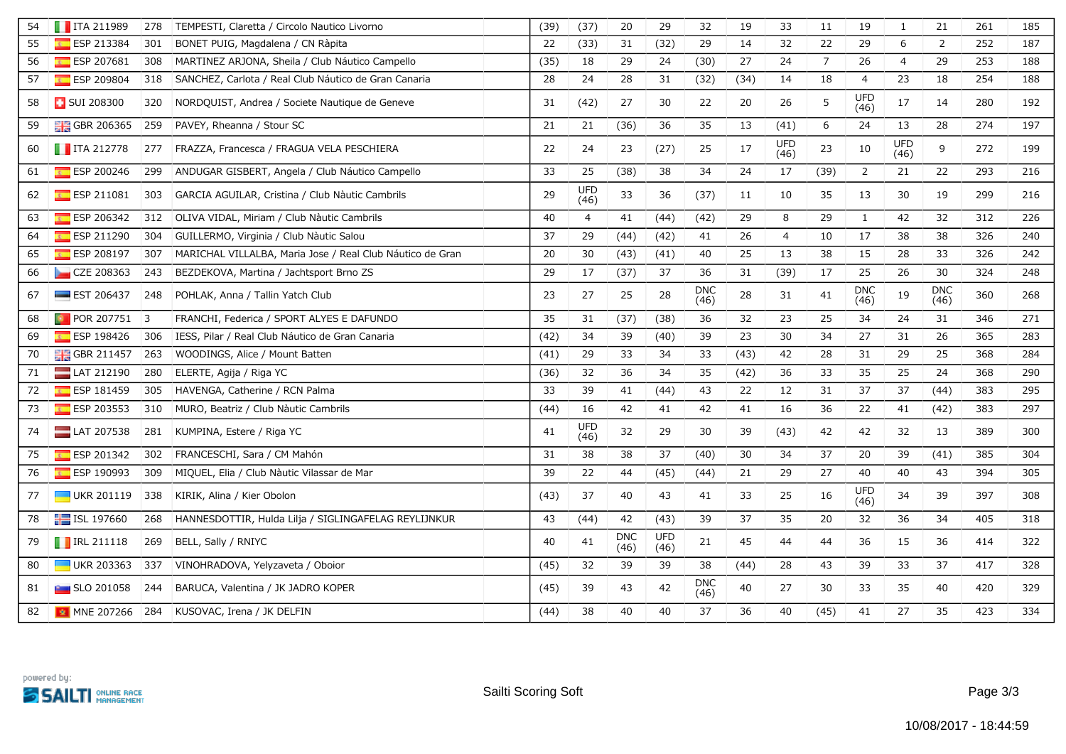| | | | | | | | | | | | | | | | | | |
|---|---|---|---|---|---|---|---|---|---|---|---|---|---|---|---|---|---|
| 54 | ITA 211989 | 278 | TEMPESTI, Claretta / Circolo Nautico Livorno | | (39) | (37) | 20 | 29 | 32 | 19 | 33 | 11 | 19 | 1 | 21 | 261 | 185 |
| 55 | ESP 213384 | 301 | BONET PUIG, Magdalena / CN Ràpita | | 22 | (33) | 31 | (32) | 29 | 14 | 32 | 22 | 29 | 6 | 2 | 252 | 187 |
| 56 | ESP 207681 | 308 | MARTINEZ ARJONA, Sheila / Club Náutico Campello | | (35) | 18 | 29 | 24 | (30) | 27 | 24 | 7 | 26 | 4 | 29 | 253 | 188 |
| 57 | ESP 209804 | 318 | SANCHEZ, Carlota / Real Club Náutico de Gran Canaria | | 28 | 24 | 28 | 31 | (32) | (34) | 14 | 18 | 4 | 23 | 18 | 254 | 188 |
| 58 | SUI 208300 | 320 | NORDQUIST, Andrea / Societe Nautique de Geneve | | 31 | (42) | 27 | 30 | 22 | 20 | 26 | 5 | UFD (46) | 17 | 14 | 280 | 192 |
| 59 | GBR 206365 | 259 | PAVEY, Rheanna / Stour SC | | 21 | 21 | (36) | 36 | 35 | 13 | (41) | 6 | 24 | 13 | 28 | 274 | 197 |
| 60 | ITA 212778 | 277 | FRAZZA, Francesca / FRAGUA VELA PESCHIERA | | 22 | 24 | 23 | (27) | 25 | 17 | UFD (46) | 23 | 10 | UFD (46) | 9 | 272 | 199 |
| 61 | ESP 200246 | 299 | ANDUGAR GISBERT, Angela / Club Náutico Campello | | 33 | 25 | (38) | 38 | 34 | 24 | 17 | (39) | 2 | 21 | 22 | 293 | 216 |
| 62 | ESP 211081 | 303 | GARCIA AGUILAR, Cristina / Club Nàutic Cambrils | | 29 | UFD (46) | 33 | 36 | (37) | 11 | 10 | 35 | 13 | 30 | 19 | 299 | 216 |
| 63 | ESP 206342 | 312 | OLIVA VIDAL, Miriam / Club Nàutic Cambrils | | 40 | 4 | 41 | (44) | (42) | 29 | 8 | 29 | 1 | 42 | 32 | 312 | 226 |
| 64 | ESP 211290 | 304 | GUILLERMO, Virginia / Club Nàutic Salou | | 37 | 29 | (44) | (42) | 41 | 26 | 4 | 10 | 17 | 38 | 38 | 326 | 240 |
| 65 | ESP 208197 | 307 | MARICHAL VILLALBA, Maria Jose / Real Club Náutico de Gran | | 20 | 30 | (43) | (41) | 40 | 25 | 13 | 38 | 15 | 28 | 33 | 326 | 242 |
| 66 | CZE 208363 | 243 | BEZDEKOVA, Martina / Jachtsport Brno ZS | | 29 | 17 | (37) | 37 | 36 | 31 | (39) | 17 | 25 | 26 | 30 | 324 | 248 |
| 67 | EST 206437 | 248 | POHLAK, Anna / Tallin Yatch Club | | 23 | 27 | 25 | 28 | DNC (46) | 28 | 31 | 41 | DNC (46) | 19 | DNC (46) | 360 | 268 |
| 68 | POR 207751 | 3 | FRANCHI, Federica / SPORT ALYES E DAFUNDO | | 35 | 31 | (37) | (38) | 36 | 32 | 23 | 25 | 34 | 24 | 31 | 346 | 271 |
| 69 | ESP 198426 | 306 | IESS, Pilar / Real Club Náutico de Gran Canaria | | (42) | 34 | 39 | (40) | 39 | 23 | 30 | 34 | 27 | 31 | 26 | 365 | 283 |
| 70 | GBR 211457 | 263 | WOODINGS, Alice / Mount Batten | | (41) | 29 | 33 | 34 | 33 | (43) | 42 | 28 | 31 | 29 | 25 | 368 | 284 |
| 71 | LAT 212190 | 280 | ELERTE, Agija / Riga YC | | (36) | 32 | 36 | 34 | 35 | (42) | 36 | 33 | 35 | 25 | 24 | 368 | 290 |
| 72 | ESP 181459 | 305 | HAVENGA, Catherine / RCN Palma | | 33 | 39 | 41 | (44) | 43 | 22 | 12 | 31 | 37 | 37 | (44) | 383 | 295 |
| 73 | ESP 203553 | 310 | MURO, Beatriz / Club Nàutic Cambrils | | (44) | 16 | 42 | 41 | 42 | 41 | 16 | 36 | 22 | 41 | (42) | 383 | 297 |
| 74 | LAT 207538 | 281 | KUMPINA, Estere / Riga YC | | 41 | UFD (46) | 32 | 29 | 30 | 39 | (43) | 42 | 42 | 32 | 13 | 389 | 300 |
| 75 | ESP 201342 | 302 | FRANCESCHI, Sara / CM Mahón | | 31 | 38 | 38 | 37 | (40) | 30 | 34 | 37 | 20 | 39 | (41) | 385 | 304 |
| 76 | ESP 190993 | 309 | MIQUEL, Elia / Club Nàutic Vilassar de Mar | | 39 | 22 | 44 | (45) | (44) | 21 | 29 | 27 | 40 | 40 | 43 | 394 | 305 |
| 77 | UKR 201119 | 338 | KIRIK, Alina / Kier Obolon | | (43) | 37 | 40 | 43 | 41 | 33 | 25 | 16 | UFD (46) | 34 | 39 | 397 | 308 |
| 78 | ISL 197660 | 268 | HANNESDOTTIR, Hulda Lilja / SIGLINGAFELAG REYLIJNKUR | | 43 | (44) | 42 | (43) | 39 | 37 | 35 | 20 | 32 | 36 | 34 | 405 | 318 |
| 79 | IRL 211118 | 269 | BELL, Sally / RNIYC | | 40 | 41 | DNC (46) | UFD (46) | 21 | 45 | 44 | 44 | 36 | 15 | 36 | 414 | 322 |
| 80 | UKR 203363 | 337 | VINOHRADOVA, Yelyzaveta / Oboior | | (45) | 32 | 39 | 39 | 38 | (44) | 28 | 43 | 39 | 33 | 37 | 417 | 328 |
| 81 | SLO 201058 | 244 | BARUCA, Valentina / JK JADRO KOPER | | (45) | 39 | 43 | 42 | DNC (46) | 40 | 27 | 30 | 33 | 35 | 40 | 420 | 329 |
| 82 | MNE 207266 | 284 | KUSOVAC, Irena / JK DELFIN | | (44) | 38 | 40 | 40 | 37 | 36 | 40 | (45) | 41 | 27 | 35 | 423 | 334 |

powered by: SAILTI ONLINE RACE MANAGEMENT

Sailti Scoring Soft

10/08/2017 - 18:44:59